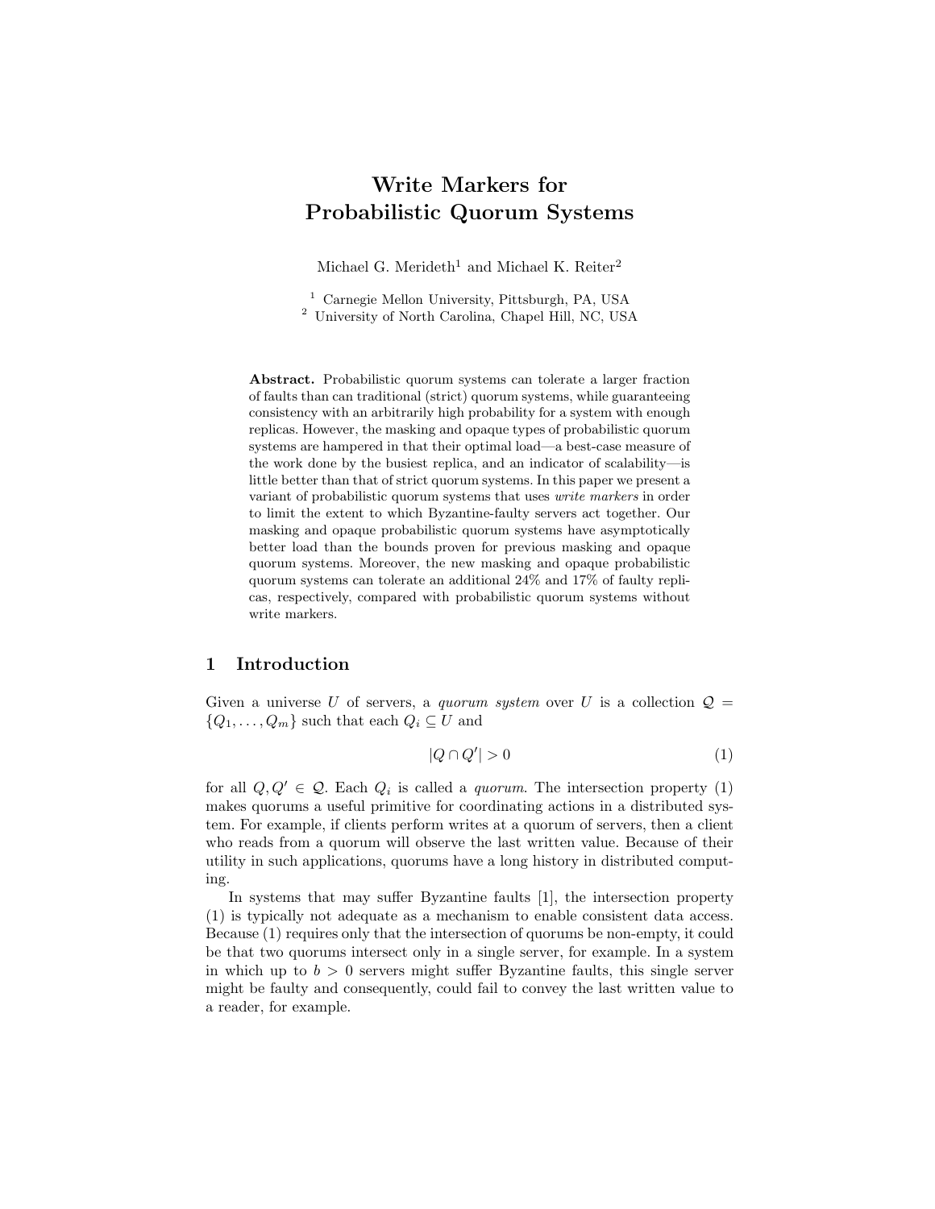# Write Markers for Probabilistic Quorum Systems

Michael G. Merideth[1] and Michael K. Reiter[2]

[1] Carnegie Mellon University, Pittsburgh, PA, USA
[2] University of North Carolina, Chapel Hill, NC, USA

**Abstract.** Probabilistic quorum systems can tolerate a larger fraction of faults than can traditional (strict) quorum systems, while guaranteeing consistency with an arbitrarily high probability for a system with enough replicas. However, the masking and opaque types of probabilistic quorum systems are hampered in that their optimal load—a best-case measure of the work done by the busiest replica, and an indicator of scalability—is little better than that of strict quorum systems. In this paper we present a variant of probabilistic quorum systems that uses *write markers* in order to limit the extent to which Byzantine-faulty servers act together. Our masking and opaque probabilistic quorum systems have asymptotically better load than the bounds proven for previous masking and opaque quorum systems. Moreover, the new masking and opaque probabilistic quorum systems can tolerate an additional 24% and 17% of faulty replicas, respectively, compared with probabilistic quorum systems without write markers.

## 1 Introduction

Given a universe $U$ of servers, a *quorum system* over $U$ is a collection $\mathcal{Q} = \{Q_1, \ldots, Q_m\}$ such that each $Q_i \subseteq U$ and

$$|Q \cap Q'| > 0 \tag{1}$$

for all $Q, Q' \in \mathcal{Q}$. Each $Q_i$ is called a *quorum*. The intersection property (1) makes quorums a useful primitive for coordinating actions in a distributed system. For example, if clients perform writes at a quorum of servers, then a client who reads from a quorum will observe the last written value. Because of their utility in such applications, quorums have a long history in distributed computing.

In systems that may suffer Byzantine faults [1], the intersection property (1) is typically not adequate as a mechanism to enable consistent data access. Because (1) requires only that the intersection of quorums be non-empty, it could be that two quorums intersect only in a single server, for example. In a system in which up to $b > 0$ servers might suffer Byzantine faults, this single server might be faulty and consequently, could fail to convey the last written value to a reader, for example.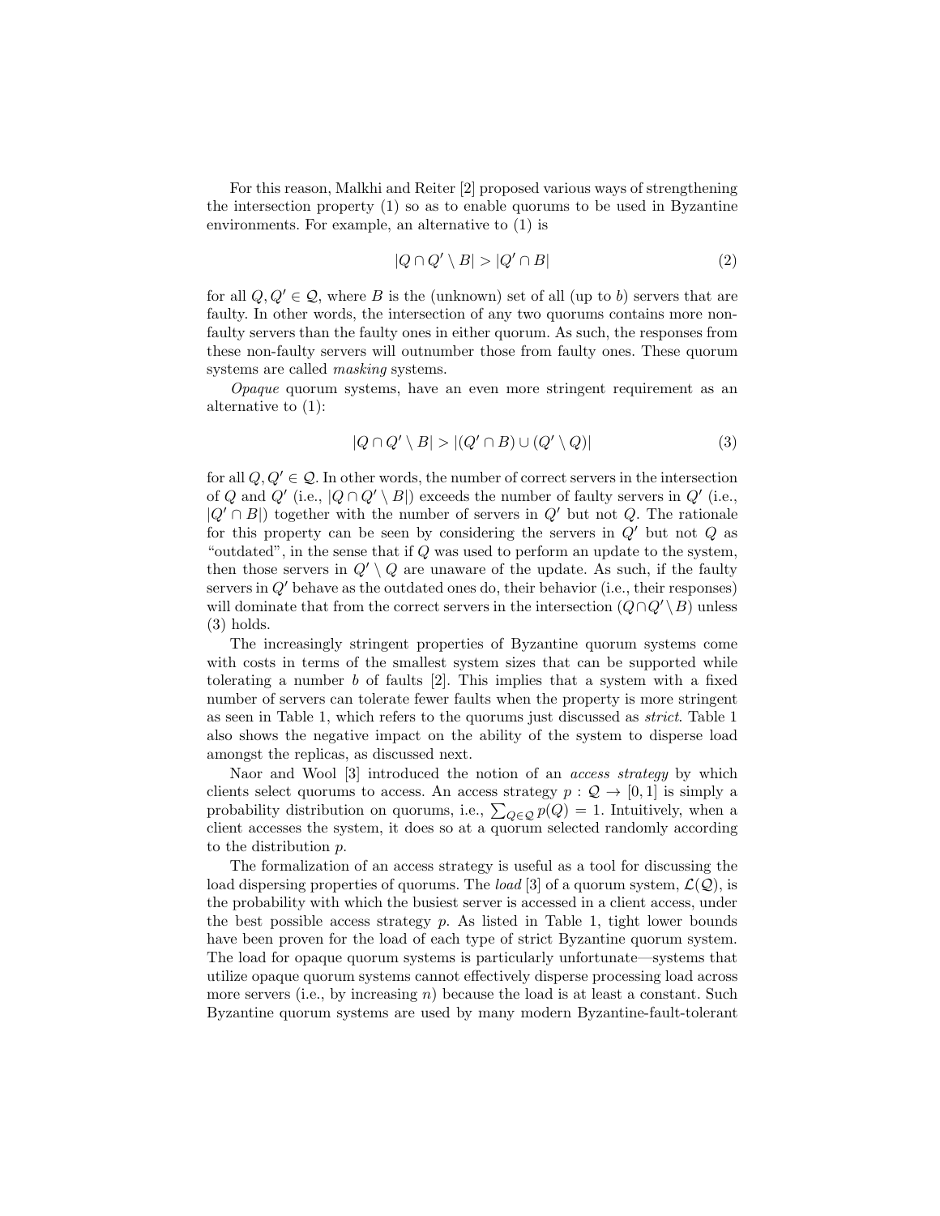For this reason, Malkhi and Reiter [2] proposed various ways of strengthening the intersection property (1) so as to enable quorums to be used in Byzantine environments. For example, an alternative to (1) is

$$|Q \cap Q' \setminus B| > |Q' \cap B| \tag{2}$$

for all $Q, Q' \in \mathcal{Q}$, where $B$ is the (unknown) set of all (up to $b$) servers that are faulty. In other words, the intersection of any two quorums contains more non-faulty servers than the faulty ones in either quorum. As such, the responses from these non-faulty servers will outnumber those from faulty ones. These quorum systems are called *masking* systems.

*Opaque* quorum systems, have an even more stringent requirement as an alternative to (1):

$$|Q \cap Q' \setminus B| > |(Q' \cap B) \cup (Q' \setminus Q)| \tag{3}$$

for all $Q, Q' \in \mathcal{Q}$. In other words, the number of correct servers in the intersection of $Q$ and $Q'$ (i.e., $|Q \cap Q' \setminus B|$) exceeds the number of faulty servers in $Q'$ (i.e., $|Q' \cap B|$) together with the number of servers in $Q'$ but not $Q$. The rationale for this property can be seen by considering the servers in $Q'$ but not $Q$ as "outdated", in the sense that if $Q$ was used to perform an update to the system, then those servers in $Q' \setminus Q$ are unaware of the update. As such, if the faulty servers in $Q'$ behave as the outdated ones do, their behavior (i.e., their responses) will dominate that from the correct servers in the intersection ($Q \cap Q' \setminus B$) unless (3) holds.

The increasingly stringent properties of Byzantine quorum systems come with costs in terms of the smallest system sizes that can be supported while tolerating a number $b$ of faults [2]. This implies that a system with a fixed number of servers can tolerate fewer faults when the property is more stringent as seen in Table 1, which refers to the quorums just discussed as *strict*. Table 1 also shows the negative impact on the ability of the system to disperse load amongst the replicas, as discussed next.

Naor and Wool [3] introduced the notion of an *access strategy* by which clients select quorums to access. An access strategy $p : \mathcal{Q} \rightarrow [0, 1]$ is simply a probability distribution on quorums, i.e., $\sum_{Q \in \mathcal{Q}} p(Q) = 1$. Intuitively, when a client accesses the system, it does so at a quorum selected randomly according to the distribution $p$.

The formalization of an access strategy is useful as a tool for discussing the load dispersing properties of quorums. The *load* [3] of a quorum system, $\mathcal{L}(\mathcal{Q})$, is the probability with which the busiest server is accessed in a client access, under the best possible access strategy $p$. As listed in Table 1, tight lower bounds have been proven for the load of each type of strict Byzantine quorum system. The load for opaque quorum systems is particularly unfortunate—systems that utilize opaque quorum systems cannot effectively disperse processing load across more servers (i.e., by increasing $n$) because the load is at least a constant. Such Byzantine quorum systems are used by many modern Byzantine-fault-tolerant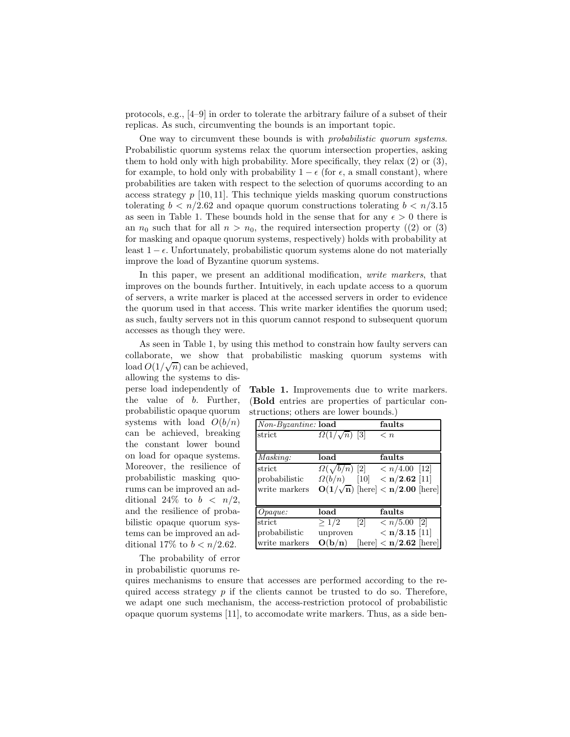protocols, e.g., [4–9] in order to tolerate the arbitrary failure of a subset of their replicas. As such, circumventing the bounds is an important topic.

One way to circumvent these bounds is with *probabilistic quorum systems*. Probabilistic quorum systems relax the quorum intersection properties, asking them to hold only with high probability. More specifically, they relax (2) or (3), for example, to hold only with probability $1 - \epsilon$ (for $\epsilon$, a small constant), where probabilities are taken with respect to the selection of quorums according to an access strategy $p$ [10, 11]. This technique yields masking quorum constructions tolerating $b < n/2.62$ and opaque quorum constructions tolerating $b < n/3.15$ as seen in Table 1. These bounds hold in the sense that for any $\epsilon > 0$ there is an $n_0$ such that for all $n > n_0$, the required intersection property ((2) or (3) for masking and opaque quorum systems, respectively) holds with probability at least $1 - \epsilon$. Unfortunately, probabilistic quorum systems alone do not materially improve the load of Byzantine quorum systems.

In this paper, we present an additional modification, *write markers*, that improves on the bounds further. Intuitively, in each update access to a quorum of servers, a write marker is placed at the accessed servers in order to evidence the quorum used in that access. This write marker identifies the quorum used; as such, faulty servers not in this quorum cannot respond to subsequent quorum accesses as though they were.

As seen in Table 1, by using this method to constrain how faulty servers can collaborate, we show that probabilistic masking quorum systems with load $O(1/\sqrt{n})$ can be achieved, allowing the systems to disperse load independently of the value of $b$. Further, probabilistic opaque quorum systems with load $O(b/n)$ can be achieved, breaking the constant lower bound on load for opaque systems. Moreover, the resilience of probabilistic masking quorums can be improved an additional 24% to $b < n/2$, and the resilience of probabilistic opaque quorum systems can be improved an additional 17% to $b < n/2.62$.

**Table 1.** Improvements due to write markers. (**Bold** entries are properties of particular constructions; others are lower bounds.)

| *Non-Byzantine:* | **load** | **faults** |
|---|---|---|
| strict | $\Omega(1/\sqrt{n})$ [3] | $< n$ |
| *Masking:* | **load** | **faults** |
| strict | $\Omega(\sqrt{b/n})$ [2] | $< n/4.00$ [12] |
| probabilistic | $\Omega(b/n)$ [10] | $< \mathbf{n/2.62}$ [11] |
| write markers | $\mathbf{O(1/\sqrt{n})}$ [here] | $< \mathbf{n/2.00}$ [here] |
| *Opaque:* | **load** | **faults** |
| strict | $\geq 1/2$ [2] | $< n/5.00$ [2] |
| probabilistic | unproven | $< \mathbf{n/3.15}$ [11] |
| write markers | $\mathbf{O(b/n)}$ [here] | $< \mathbf{n/2.62}$ [here] |

The probability of error in probabilistic quorums requires mechanisms to ensure that accesses are performed according to the required access strategy $p$ if the clients cannot be trusted to do so. Therefore, we adapt one such mechanism, the access-restriction protocol of probabilistic opaque quorum systems [11], to accomodate write markers. Thus, as a side ben-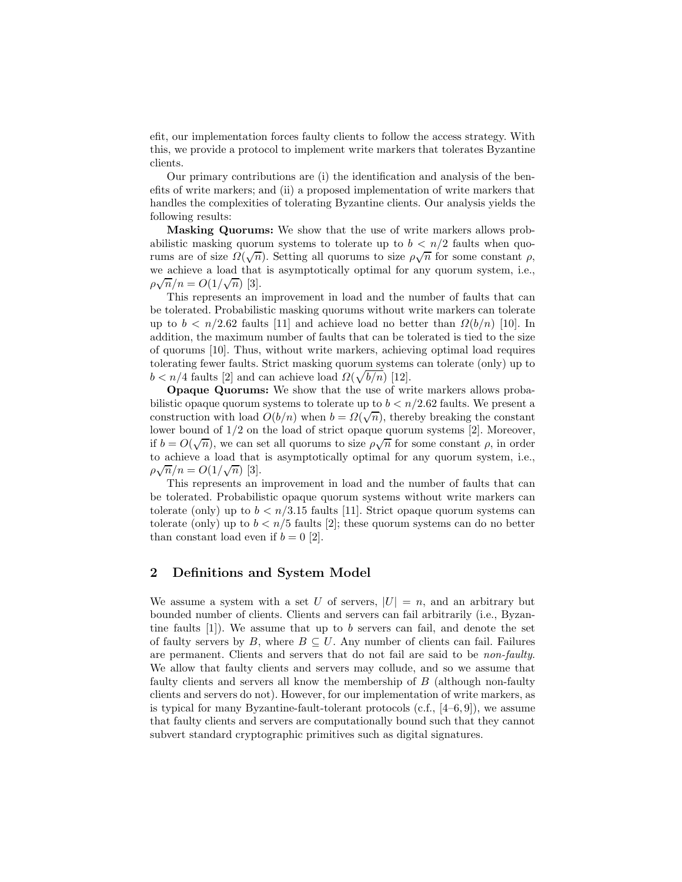efit, our implementation forces faulty clients to follow the access strategy. With this, we provide a protocol to implement write markers that tolerates Byzantine clients.

Our primary contributions are (i) the identification and analysis of the benefits of write markers; and (ii) a proposed implementation of write markers that handles the complexities of tolerating Byzantine clients. Our analysis yields the following results:

**Masking Quorums:** We show that the use of write markers allows probabilistic masking quorum systems to tolerate up to $b < n/2$ faults when quorums are of size $\Omega(\sqrt{n})$. Setting all quorums to size $\rho\sqrt{n}$ for some constant $\rho$, we achieve a load that is asymptotically optimal for any quorum system, i.e., $\rho\sqrt{n}/n = O(1/\sqrt{n})$ [3].

This represents an improvement in load and the number of faults that can be tolerated. Probabilistic masking quorums without write markers can tolerate up to $b < n/2.62$ faults [11] and achieve load no better than $\Omega(b/n)$ [10]. In addition, the maximum number of faults that can be tolerated is tied to the size of quorums [10]. Thus, without write markers, achieving optimal load requires tolerating fewer faults. Strict masking quorum systems can tolerate (only) up to $b < n/4$ faults [2] and can achieve load $\Omega(\sqrt{b/n})$ [12].

**Opaque Quorums:** We show that the use of write markers allows probabilistic opaque quorum systems to tolerate up to $b < n/2.62$ faults. We present a construction with load $O(b/n)$ when $b = \Omega(\sqrt{n})$, thereby breaking the constant lower bound of $1/2$ on the load of strict opaque quorum systems [2]. Moreover, if $b = O(\sqrt{n})$, we can set all quorums to size $\rho\sqrt{n}$ for some constant $\rho$, in order to achieve a load that is asymptotically optimal for any quorum system, i.e., $\rho\sqrt{n}/n = O(1/\sqrt{n})$ [3].

This represents an improvement in load and the number of faults that can be tolerated. Probabilistic opaque quorum systems without write markers can tolerate (only) up to $b < n/3.15$ faults [11]. Strict opaque quorum systems can tolerate (only) up to $b < n/5$ faults [2]; these quorum systems can do no better than constant load even if $b = 0$ [2].

## 2 Definitions and System Model

We assume a system with a set $U$ of servers, $|U| = n$, and an arbitrary but bounded number of clients. Clients and servers can fail arbitrarily (i.e., Byzantine faults [1]). We assume that up to $b$ servers can fail, and denote the set of faulty servers by $B$, where $B \subseteq U$. Any number of clients can fail. Failures are permanent. Clients and servers that do not fail are said to be *non-faulty*. We allow that faulty clients and servers may collude, and so we assume that faulty clients and servers all know the membership of $B$ (although non-faulty clients and servers do not). However, for our implementation of write markers, as is typical for many Byzantine-fault-tolerant protocols (c.f., [4–6, 9]), we assume that faulty clients and servers are computationally bound such that they cannot subvert standard cryptographic primitives such as digital signatures.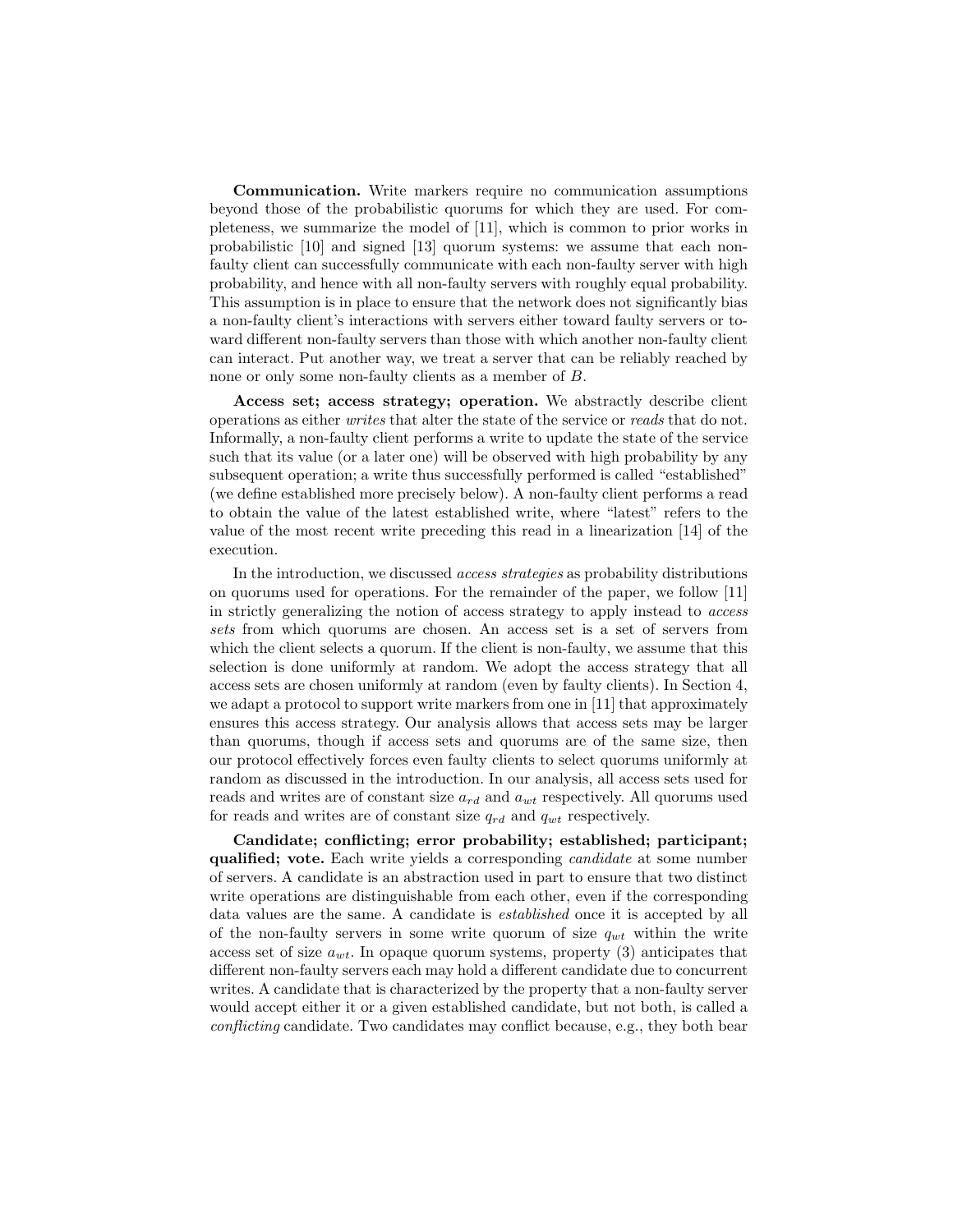**Communication.** Write markers require no communication assumptions beyond those of the probabilistic quorums for which they are used. For completeness, we summarize the model of [11], which is common to prior works in probabilistic [10] and signed [13] quorum systems: we assume that each non-faulty client can successfully communicate with each non-faulty server with high probability, and hence with all non-faulty servers with roughly equal probability. This assumption is in place to ensure that the network does not significantly bias a non-faulty client's interactions with servers either toward faulty servers or toward different non-faulty servers than those with which another non-faulty client can interact. Put another way, we treat a server that can be reliably reached by none or only some non-faulty clients as a member of $B$.

**Access set; access strategy; operation.** We abstractly describe client operations as either *writes* that alter the state of the service or *reads* that do not. Informally, a non-faulty client performs a write to update the state of the service such that its value (or a later one) will be observed with high probability by any subsequent operation; a write thus successfully performed is called "established" (we define established more precisely below). A non-faulty client performs a read to obtain the value of the latest established write, where "latest" refers to the value of the most recent write preceding this read in a linearization [14] of the execution.

In the introduction, we discussed *access strategies* as probability distributions on quorums used for operations. For the remainder of the paper, we follow [11] in strictly generalizing the notion of access strategy to apply instead to *access sets* from which quorums are chosen. An access set is a set of servers from which the client selects a quorum. If the client is non-faulty, we assume that this selection is done uniformly at random. We adopt the access strategy that all access sets are chosen uniformly at random (even by faulty clients). In Section 4, we adapt a protocol to support write markers from one in [11] that approximately ensures this access strategy. Our analysis allows that access sets may be larger than quorums, though if access sets and quorums are of the same size, then our protocol effectively forces even faulty clients to select quorums uniformly at random as discussed in the introduction. In our analysis, all access sets used for reads and writes are of constant size $a_{rd}$ and $a_{wt}$ respectively. All quorums used for reads and writes are of constant size $q_{rd}$ and $q_{wt}$ respectively.

**Candidate; conflicting; error probability; established; participant; qualified; vote.** Each write yields a corresponding *candidate* at some number of servers. A candidate is an abstraction used in part to ensure that two distinct write operations are distinguishable from each other, even if the corresponding data values are the same. A candidate is *established* once it is accepted by all of the non-faulty servers in some write quorum of size $q_{wt}$ within the write access set of size $a_{wt}$. In opaque quorum systems, property (3) anticipates that different non-faulty servers each may hold a different candidate due to concurrent writes. A candidate that is characterized by the property that a non-faulty server would accept either it or a given established candidate, but not both, is called a *conflicting* candidate. Two candidates may conflict because, e.g., they both bear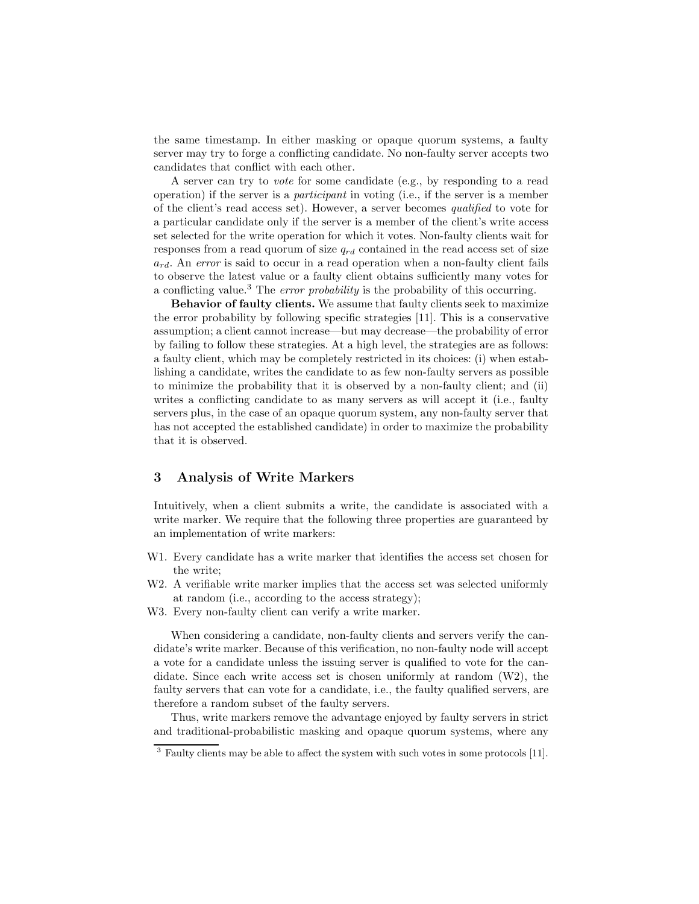the same timestamp. In either masking or opaque quorum systems, a faulty server may try to forge a conflicting candidate. No non-faulty server accepts two candidates that conflict with each other.

A server can try to *vote* for some candidate (e.g., by responding to a read operation) if the server is a *participant* in voting (i.e., if the server is a member of the client's read access set). However, a server becomes *qualified* to vote for a particular candidate only if the server is a member of the client's write access set selected for the write operation for which it votes. Non-faulty clients wait for responses from a read quorum of size $q_{rd}$ contained in the read access set of size $a_{rd}$. An *error* is said to occur in a read operation when a non-faulty client fails to observe the latest value or a faulty client obtains sufficiently many votes for a conflicting value.[3] The *error probability* is the probability of this occurring.

**Behavior of faulty clients.** We assume that faulty clients seek to maximize the error probability by following specific strategies [11]. This is a conservative assumption; a client cannot increase—but may decrease—the probability of error by failing to follow these strategies. At a high level, the strategies are as follows: a faulty client, which may be completely restricted in its choices: (i) when establishing a candidate, writes the candidate to as few non-faulty servers as possible to minimize the probability that it is observed by a non-faulty client; and (ii) writes a conflicting candidate to as many servers as will accept it (i.e., faulty servers plus, in the case of an opaque quorum system, any non-faulty server that has not accepted the established candidate) in order to maximize the probability that it is observed.

## 3 Analysis of Write Markers

Intuitively, when a client submits a write, the candidate is associated with a write marker. We require that the following three properties are guaranteed by an implementation of write markers:

- W1. Every candidate has a write marker that identifies the access set chosen for the write;
- W2. A verifiable write marker implies that the access set was selected uniformly at random (i.e., according to the access strategy);
- W3. Every non-faulty client can verify a write marker.

When considering a candidate, non-faulty clients and servers verify the candidate's write marker. Because of this verification, no non-faulty node will accept a vote for a candidate unless the issuing server is qualified to vote for the candidate. Since each write access set is chosen uniformly at random (W2), the faulty servers that can vote for a candidate, i.e., the faulty qualified servers, are therefore a random subset of the faulty servers.

Thus, write markers remove the advantage enjoyed by faulty servers in strict and traditional-probabilistic masking and opaque quorum systems, where any

[3] Faulty clients may be able to affect the system with such votes in some protocols [11].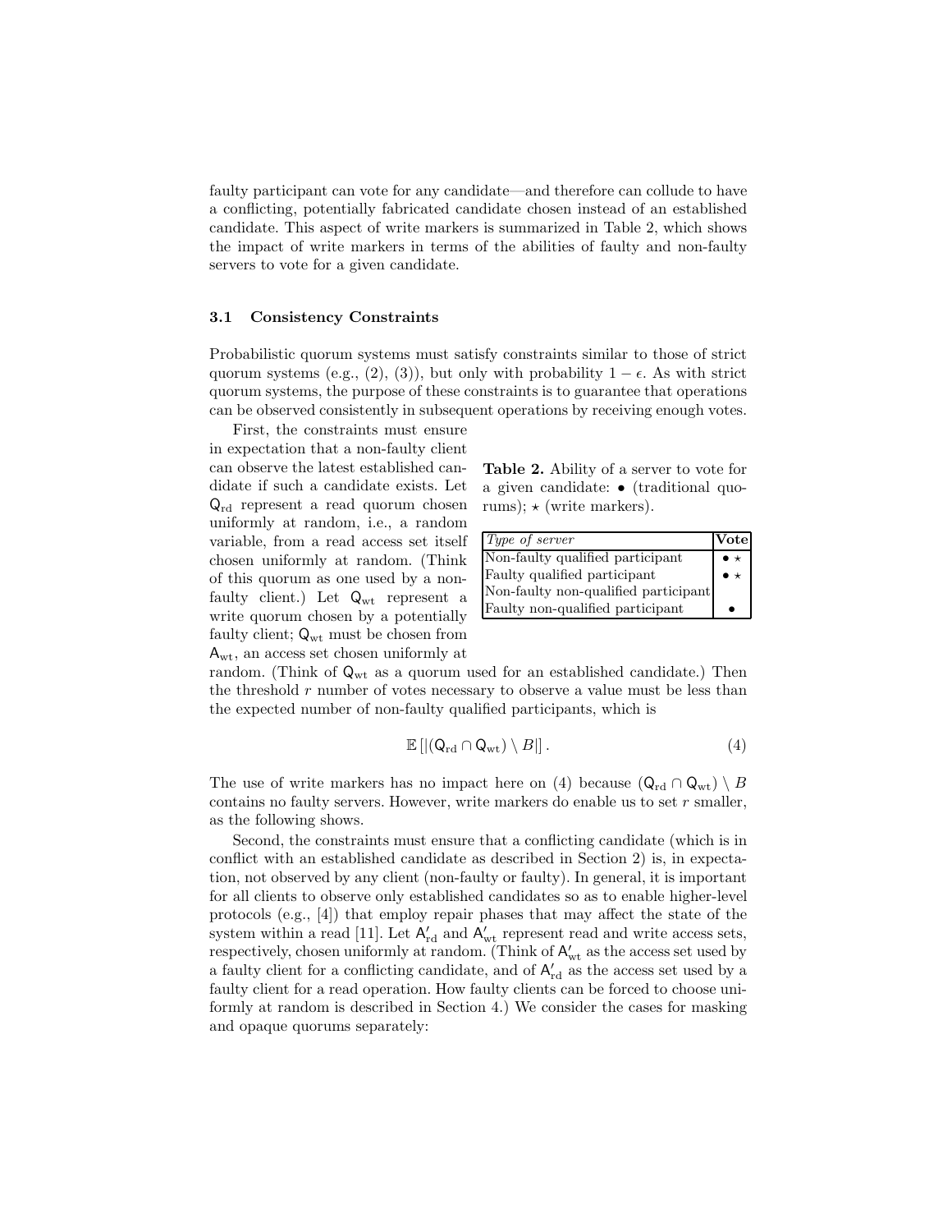faulty participant can vote for any candidate—and therefore can collude to have a conflicting, potentially fabricated candidate chosen instead of an established candidate. This aspect of write markers is summarized in Table 2, which shows the impact of write markers in terms of the abilities of faulty and non-faulty servers to vote for a given candidate.

### 3.1 Consistency Constraints

Probabilistic quorum systems must satisfy constraints similar to those of strict quorum systems (e.g., (2), (3)), but only with probability $1 - \epsilon$. As with strict quorum systems, the purpose of these constraints is to guarantee that operations can be observed consistently in subsequent operations by receiving enough votes.

**Table 2.** Ability of a server to vote for a given candidate: $\bullet$ (traditional quorums); $\star$ (write markers).

| *Type of server* | **Vote** |
|---|---|
| Non-faulty qualified participant | $\bullet$ $\star$ |
| Faulty qualified participant | $\bullet$ $\star$ |
| Non-faulty non-qualified participant | |
| Faulty non-qualified participant | $\bullet$ |

First, the constraints must ensure in expectation that a non-faulty client can observe the latest established candidate if such a candidate exists. Let $\mathsf{Q}_{\mathrm{rd}}$ represent a read quorum chosen uniformly at random, i.e., a random variable, from a read access set itself chosen uniformly at random. (Think of this quorum as one used by a non-faulty client.) Let $\mathsf{Q}_{\mathrm{wt}}$ represent a write quorum chosen by a potentially faulty client; $\mathsf{Q}_{\mathrm{wt}}$ must be chosen from $\mathsf{A}_{\mathrm{wt}}$, an access set chosen uniformly at random. (Think of $\mathsf{Q}_{\mathrm{wt}}$ as a quorum used for an established candidate.) Then the threshold $r$ number of votes necessary to observe a value must be less than the expected number of non-faulty qualified participants, which is

$$\mathbb{E}\left[|(\mathsf{Q}_{\mathrm{rd}} \cap \mathsf{Q}_{\mathrm{wt}}) \setminus B|\right]. \tag{4}$$

The use of write markers has no impact here on (4) because $(\mathsf{Q}_{\mathrm{rd}} \cap \mathsf{Q}_{\mathrm{wt}}) \setminus B$ contains no faulty servers. However, write markers do enable us to set $r$ smaller, as the following shows.

Second, the constraints must ensure that a conflicting candidate (which is in conflict with an established candidate as described in Section 2) is, in expectation, not observed by any client (non-faulty or faulty). In general, it is important for all clients to observe only established candidates so as to enable higher-level protocols (e.g., [4]) that employ repair phases that may affect the state of the system within a read [11]. Let $\mathsf{A}'_{\mathrm{rd}}$ and $\mathsf{A}'_{\mathrm{wt}}$ represent read and write access sets, respectively, chosen uniformly at random. (Think of $\mathsf{A}'_{\mathrm{wt}}$ as the access set used by a faulty client for a conflicting candidate, and of $\mathsf{A}'_{\mathrm{rd}}$ as the access set used by a faulty client for a read operation. How faulty clients can be forced to choose uniformly at random is described in Section 4.) We consider the cases for masking and opaque quorums separately: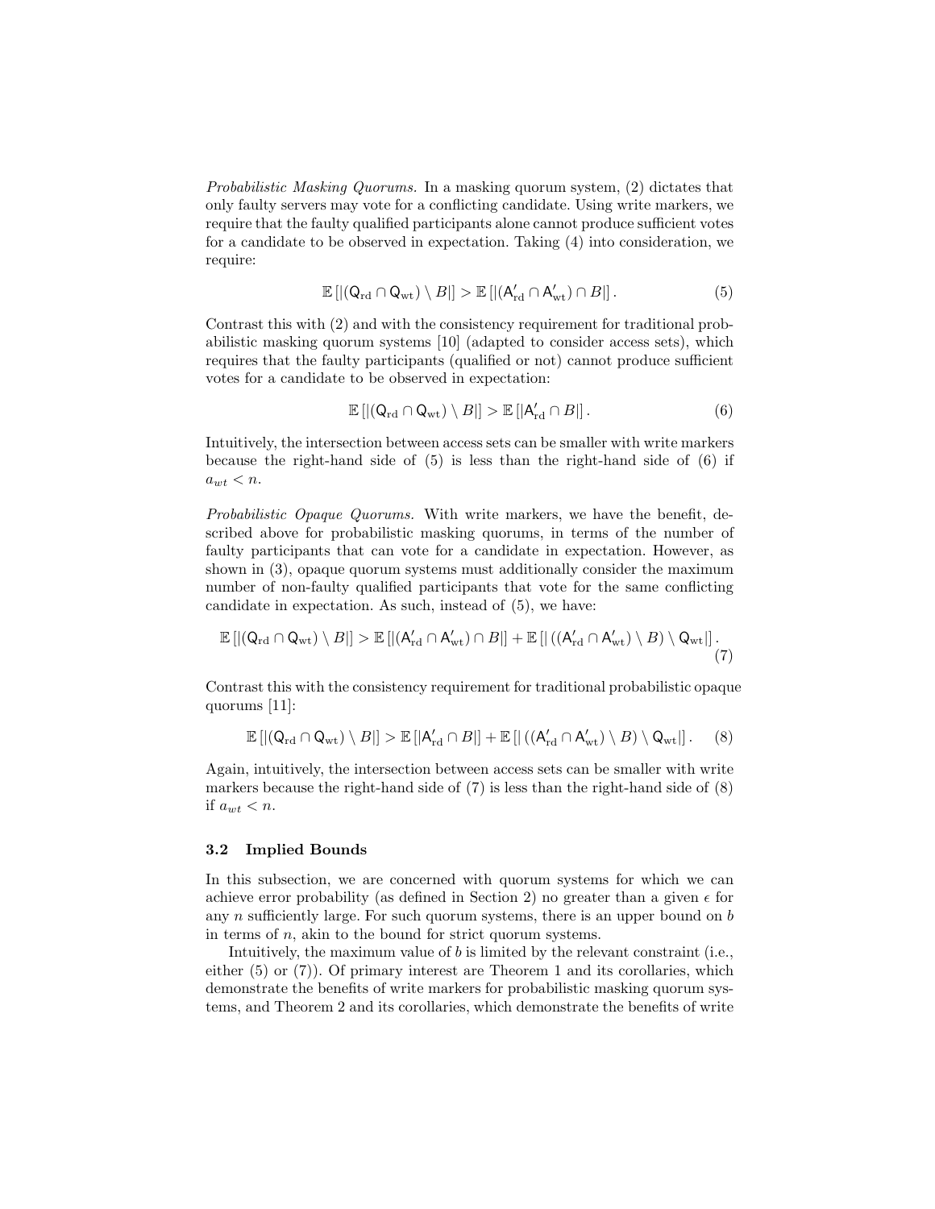*Probabilistic Masking Quorums.* In a masking quorum system, (2) dictates that only faulty servers may vote for a conflicting candidate. Using write markers, we require that the faulty qualified participants alone cannot produce sufficient votes for a candidate to be observed in expectation. Taking (4) into consideration, we require:

$$\mathbb{E}\left[|(\mathsf{Q}_{\mathrm{rd}} \cap \mathsf{Q}_{\mathrm{wt}}) \setminus B|\right] > \mathbb{E}\left[|(\mathsf{A}'_{\mathrm{rd}} \cap \mathsf{A}'_{\mathrm{wt}}) \cap B|\right]. \tag{5}$$

Contrast this with (2) and with the consistency requirement for traditional probabilistic masking quorum systems [10] (adapted to consider access sets), which requires that the faulty participants (qualified or not) cannot produce sufficient votes for a candidate to be observed in expectation:

$$\mathbb{E}\left[|(\mathsf{Q}_{\mathrm{rd}} \cap \mathsf{Q}_{\mathrm{wt}}) \setminus B|\right] > \mathbb{E}\left[|\mathsf{A}'_{\mathrm{rd}} \cap B|\right]. \tag{6}$$

Intuitively, the intersection between access sets can be smaller with write markers because the right-hand side of (5) is less than the right-hand side of (6) if $a_{wt} < n$.

*Probabilistic Opaque Quorums.* With write markers, we have the benefit, described above for probabilistic masking quorums, in terms of the number of faulty participants that can vote for a candidate in expectation. However, as shown in (3), opaque quorum systems must additionally consider the maximum number of non-faulty qualified participants that vote for the same conflicting candidate in expectation. As such, instead of (5), we have:

$$\mathbb{E}\left[|(\mathsf{Q}_{\mathrm{rd}} \cap \mathsf{Q}_{\mathrm{wt}}) \setminus B|\right] > \mathbb{E}\left[|(\mathsf{A}'_{\mathrm{rd}} \cap \mathsf{A}'_{\mathrm{wt}}) \cap B|\right] + \mathbb{E}\left[|\left((\mathsf{A}'_{\mathrm{rd}} \cap \mathsf{A}'_{\mathrm{wt}}) \setminus B\right) \setminus \mathsf{Q}_{\mathrm{wt}}|\right]. \tag{7}$$

Contrast this with the consistency requirement for traditional probabilistic opaque quorums [11]:

$$\mathbb{E}\left[|(\mathsf{Q}_{\mathrm{rd}} \cap \mathsf{Q}_{\mathrm{wt}}) \setminus B|\right] > \mathbb{E}\left[|\mathsf{A}'_{\mathrm{rd}} \cap B|\right] + \mathbb{E}\left[|\left((\mathsf{A}'_{\mathrm{rd}} \cap \mathsf{A}'_{\mathrm{wt}}) \setminus B\right) \setminus \mathsf{Q}_{\mathrm{wt}}|\right]. \tag{8}$$

Again, intuitively, the intersection between access sets can be smaller with write markers because the right-hand side of (7) is less than the right-hand side of (8) if $a_{wt} < n$.

### 3.2 Implied Bounds

In this subsection, we are concerned with quorum systems for which we can achieve error probability (as defined in Section 2) no greater than a given $\epsilon$ for any $n$ sufficiently large. For such quorum systems, there is an upper bound on $b$ in terms of $n$, akin to the bound for strict quorum systems.

Intuitively, the maximum value of $b$ is limited by the relevant constraint (i.e., either (5) or (7)). Of primary interest are Theorem 1 and its corollaries, which demonstrate the benefits of write markers for probabilistic masking quorum systems, and Theorem 2 and its corollaries, which demonstrate the benefits of write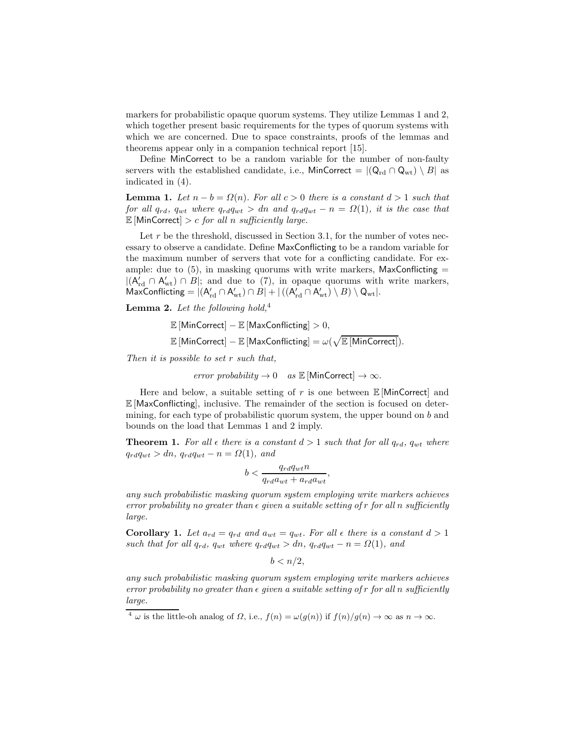markers for probabilistic opaque quorum systems. They utilize Lemmas 1 and 2, which together present basic requirements for the types of quorum systems with which we are concerned. Due to space constraints, proofs of the lemmas and theorems appear only in a companion technical report [15].

Define MinCorrect to be a random variable for the number of non-faulty servers with the established candidate, i.e., $\mathsf{MinCorrect} = |(\mathsf{Q}_{\mathrm{rd}} \cap \mathsf{Q}_{\mathrm{wt}}) \setminus B|$ as indicated in (4).

**Lemma 1.** *Let $n - b = \Omega(n)$. For all $c > 0$ there is a constant $d > 1$ such that for all $q_{rd}$, $q_{wt}$ where $q_{rd}q_{wt} > dn$ and $q_{rd}q_{wt} - n = \Omega(1)$, it is the case that $\mathbb{E}[\mathsf{MinCorrect}] > c$ for all $n$ sufficiently large.*

Let $r$ be the threshold, discussed in Section 3.1, for the number of votes necessary to observe a candidate. Define MaxConflicting to be a random variable for the maximum number of servers that vote for a conflicting candidate. For example: due to (5), in masking quorums with write markers, $\mathsf{MaxConflicting} = |(\mathsf{A}'_{\mathrm{rd}} \cap \mathsf{A}'_{\mathrm{wt}}) \cap B|$; and due to (7), in opaque quorums with write markers, $\mathsf{MaxConflicting} = |(\mathsf{A}'_{\mathrm{rd}} \cap \mathsf{A}'_{\mathrm{wt}}) \cap B| + |((\mathsf{A}'_{\mathrm{rd}} \cap \mathsf{A}'_{\mathrm{wt}}) \setminus B) \setminus \mathsf{Q}_{\mathrm{wt}}|$.

**Lemma 2.** *Let the following hold,*[4]

$$\mathbb{E}[\mathsf{MinCorrect}] - \mathbb{E}[\mathsf{MaxConflicting}] > 0,$$

$$\mathbb{E}[\mathsf{MinCorrect}] - \mathbb{E}[\mathsf{MaxConflicting}] = \omega(\sqrt{\mathbb{E}[\mathsf{MinCorrect}]}).$$

*Then it is possible to set $r$ such that,*

$$\textit{error probability} \to 0 \quad \textit{as } \mathbb{E}[\mathsf{MinCorrect}] \to \infty.$$

Here and below, a suitable setting of $r$ is one between $\mathbb{E}[\mathsf{MinCorrect}]$ and $\mathbb{E}[\mathsf{MaxConflicting}]$, inclusive. The remainder of the section is focused on determining, for each type of probabilistic quorum system, the upper bound on $b$ and bounds on the load that Lemmas 1 and 2 imply.

**Theorem 1.** *For all $\epsilon$ there is a constant $d > 1$ such that for all $q_{rd}$, $q_{wt}$ where $q_{rd}q_{wt} > dn$, $q_{rd}q_{wt} - n = \Omega(1)$, and*

$$b < \frac{q_{rd}q_{wt}n}{q_{rd}a_{wt} + a_{rd}a_{wt}},$$

*any such probabilistic masking quorum system employing write markers achieves error probability no greater than $\epsilon$ given a suitable setting of $r$ for all $n$ sufficiently large.*

**Corollary 1.** *Let $a_{rd} = q_{rd}$ and $a_{wt} = q_{wt}$. For all $\epsilon$ there is a constant $d > 1$ such that for all $q_{rd}$, $q_{wt}$ where $q_{rd}q_{wt} > dn$, $q_{rd}q_{wt} - n = \Omega(1)$, and*

$$b < n/2,$$

*any such probabilistic masking quorum system employing write markers achieves error probability no greater than $\epsilon$ given a suitable setting of $r$ for all $n$ sufficiently large.*

[4] $\omega$ is the little-oh analog of $\Omega$, i.e., $f(n) = \omega(g(n))$ if $f(n)/g(n) \to \infty$ as $n \to \infty$.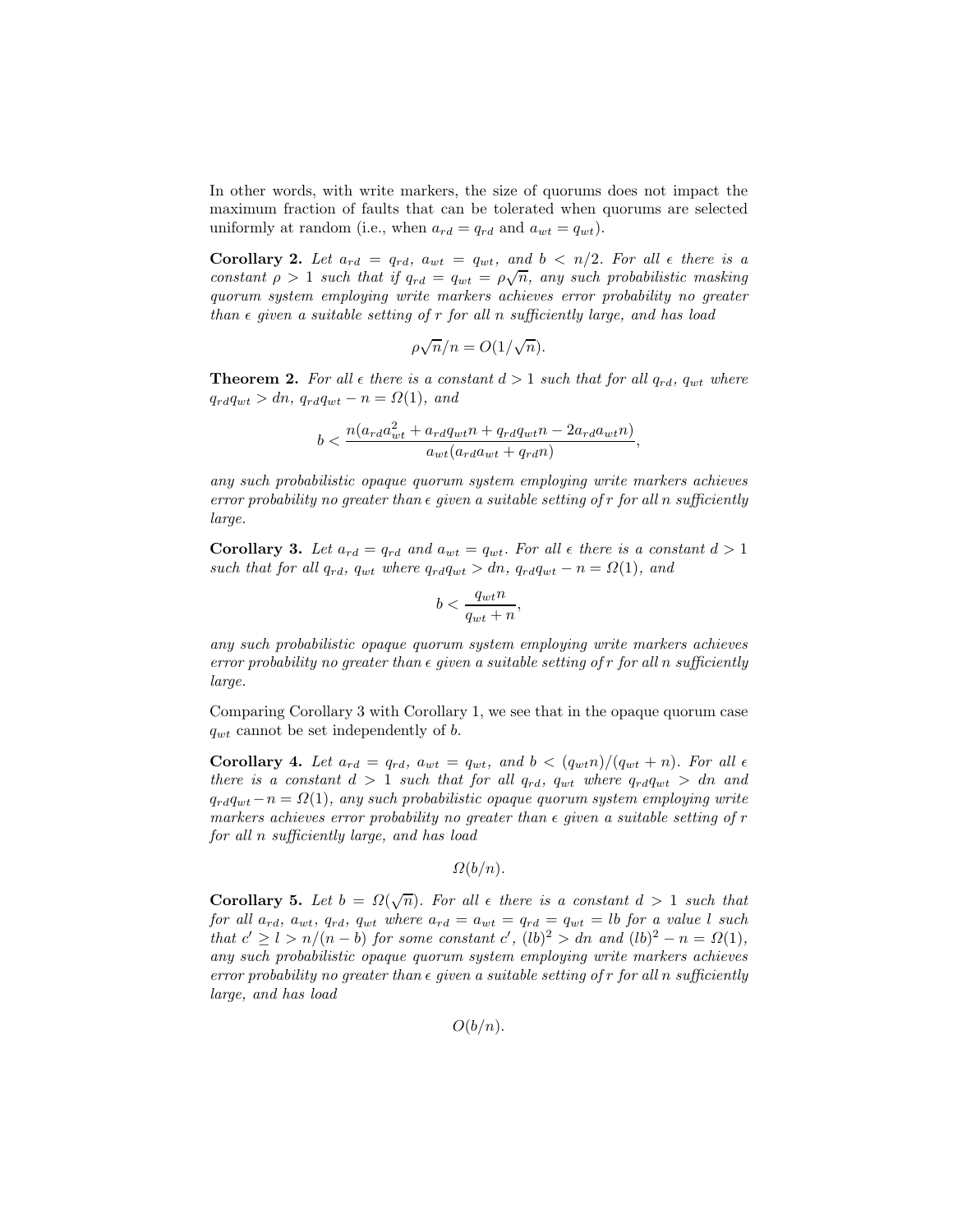In other words, with write markers, the size of quorums does not impact the maximum fraction of faults that can be tolerated when quorums are selected uniformly at random (i.e., when $a_{rd} = q_{rd}$ and $a_{wt} = q_{wt}$).

**Corollary 2.** *Let $a_{rd} = q_{rd}$, $a_{wt} = q_{wt}$, and $b < n/2$. For all $\epsilon$ there is a constant $\rho > 1$ such that if $q_{rd} = q_{wt} = \rho\sqrt{n}$, any such probabilistic masking quorum system employing write markers achieves error probability no greater than $\epsilon$ given a suitable setting of $r$ for all $n$ sufficiently large, and has load*

$$\rho\sqrt{n}/n = O(1/\sqrt{n}).$$

**Theorem 2.** *For all $\epsilon$ there is a constant $d > 1$ such that for all $q_{rd}$, $q_{wt}$ where $q_{rd}q_{wt} > dn$, $q_{rd}q_{wt} - n = \Omega(1)$, and*

$$b < \frac{n(a_{rd}a_{wt}^2 + a_{rd}q_{wt}n + q_{rd}q_{wt}n - 2a_{rd}a_{wt}n)}{a_{wt}(a_{rd}a_{wt} + q_{rd}n)},$$

*any such probabilistic opaque quorum system employing write markers achieves error probability no greater than $\epsilon$ given a suitable setting of $r$ for all $n$ sufficiently large.*

**Corollary 3.** *Let $a_{rd} = q_{rd}$ and $a_{wt} = q_{wt}$. For all $\epsilon$ there is a constant $d > 1$ such that for all $q_{rd}$, $q_{wt}$ where $q_{rd}q_{wt} > dn$, $q_{rd}q_{wt} - n = \Omega(1)$, and*

$$b < \frac{q_{wt}n}{q_{wt} + n},$$

*any such probabilistic opaque quorum system employing write markers achieves error probability no greater than $\epsilon$ given a suitable setting of $r$ for all $n$ sufficiently large.*

Comparing Corollary 3 with Corollary 1, we see that in the opaque quorum case $q_{wt}$ cannot be set independently of $b$.

**Corollary 4.** *Let $a_{rd} = q_{rd}$, $a_{wt} = q_{wt}$, and $b < (q_{wt}n)/(q_{wt} + n)$. For all $\epsilon$ there is a constant $d > 1$ such that for all $q_{rd}$, $q_{wt}$ where $q_{rd}q_{wt} > dn$ and $q_{rd}q_{wt} - n = \Omega(1)$, any such probabilistic opaque quorum system employing write markers achieves error probability no greater than $\epsilon$ given a suitable setting of $r$ for all $n$ sufficiently large, and has load*

$$\Omega(b/n).$$

**Corollary 5.** *Let $b = \Omega(\sqrt{n})$. For all $\epsilon$ there is a constant $d > 1$ such that for all $a_{rd}$, $a_{wt}$, $q_{rd}$, $q_{wt}$ where $a_{rd} = a_{wt} = q_{rd} = q_{wt} = lb$ for a value $l$ such that $c' \geq l > n/(n-b)$ for some constant $c'$, $(lb)^2 > dn$ and $(lb)^2 - n = \Omega(1)$, any such probabilistic opaque quorum system employing write markers achieves error probability no greater than $\epsilon$ given a suitable setting of $r$ for all $n$ sufficiently large, and has load*

$$O(b/n).$$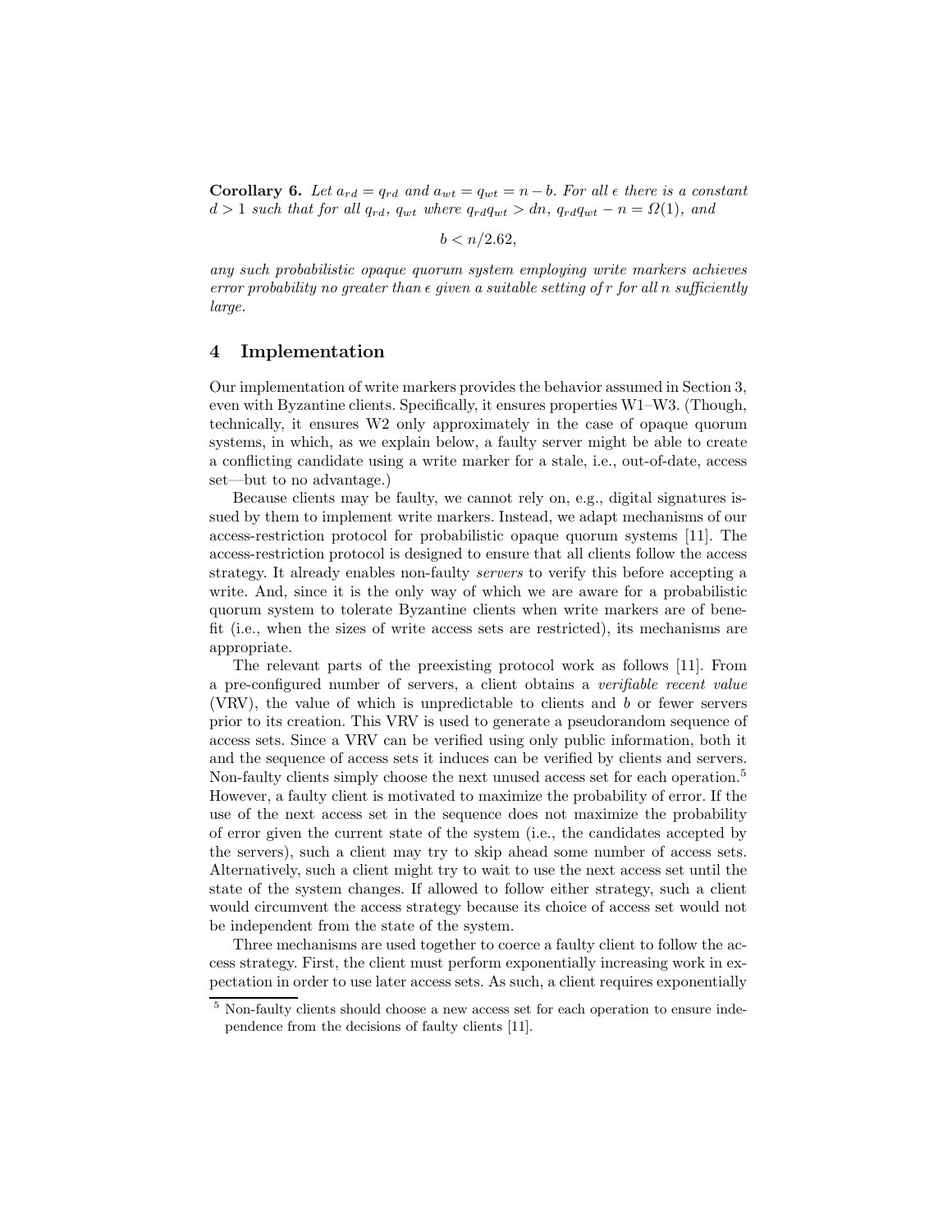**Corollary 6.** *Let $a_{rd} = q_{rd}$ and $a_{wt} = q_{wt} = n - b$. For all $\epsilon$ there is a constant $d > 1$ such that for all $q_{rd}$, $q_{wt}$ where $q_{rd}q_{wt} > dn$, $q_{rd}q_{wt} - n = \Omega(1)$, and*

$$b < n/2.62,$$

*any such probabilistic opaque quorum system employing write markers achieves error probability no greater than $\epsilon$ given a suitable setting of $r$ for all $n$ sufficiently large.*

## 4 Implementation

Our implementation of write markers provides the behavior assumed in Section 3, even with Byzantine clients. Specifically, it ensures properties W1–W3. (Though, technically, it ensures W2 only approximately in the case of opaque quorum systems, in which, as we explain below, a faulty server might be able to create a conflicting candidate using a write marker for a stale, i.e., out-of-date, access set—but to no advantage.)

Because clients may be faulty, we cannot rely on, e.g., digital signatures issued by them to implement write markers. Instead, we adapt mechanisms of our access-restriction protocol for probabilistic opaque quorum systems [11]. The access-restriction protocol is designed to ensure that all clients follow the access strategy. It already enables non-faulty *servers* to verify this before accepting a write. And, since it is the only way of which we are aware for a probabilistic quorum system to tolerate Byzantine clients when write markers are of benefit (i.e., when the sizes of write access sets are restricted), its mechanisms are appropriate.

The relevant parts of the preexisting protocol work as follows [11]. From a pre-configured number of servers, a client obtains a *verifiable recent value* (VRV), the value of which is unpredictable to clients and $b$ or fewer servers prior to its creation. This VRV is used to generate a pseudorandom sequence of access sets. Since a VRV can be verified using only public information, both it and the sequence of access sets it induces can be verified by clients and servers. Non-faulty clients simply choose the next unused access set for each operation.[5] However, a faulty client is motivated to maximize the probability of error. If the use of the next access set in the sequence does not maximize the probability of error given the current state of the system (i.e., the candidates accepted by the servers), such a client may try to skip ahead some number of access sets. Alternatively, such a client might try to wait to use the next access set until the state of the system changes. If allowed to follow either strategy, such a client would circumvent the access strategy because its choice of access set would not be independent from the state of the system.

Three mechanisms are used together to coerce a faulty client to follow the access strategy. First, the client must perform exponentially increasing work in expectation in order to use later access sets. As such, a client requires exponentially

[5] Non-faulty clients should choose a new access set for each operation to ensure independence from the decisions of faulty clients [11].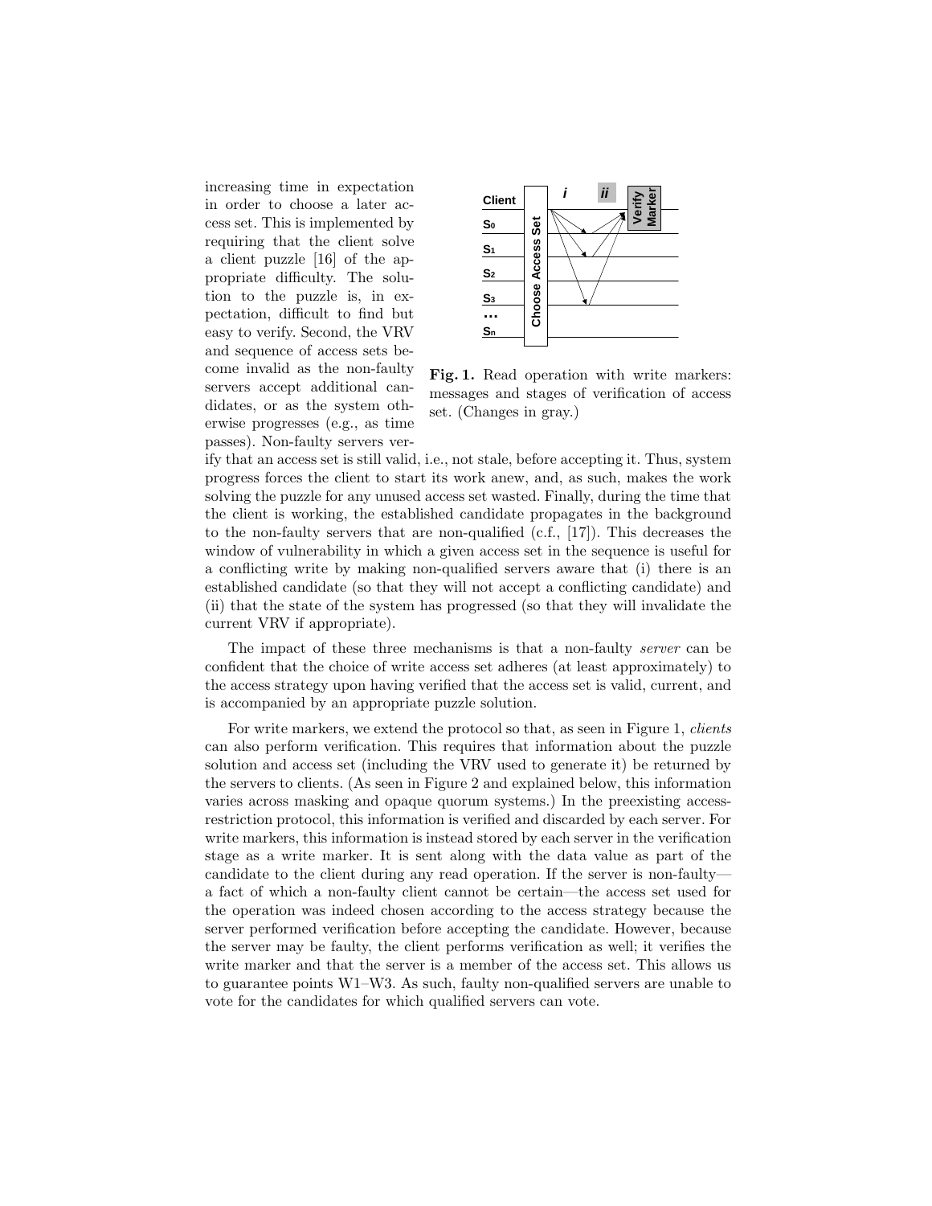increasing time in expectation in order to choose a later access set. This is implemented by requiring that the client solve a client puzzle [16] of the appropriate difficulty. The solution to the puzzle is, in expectation, difficult to find but easy to verify. Second, the VRV and sequence of access sets become invalid as the non-faulty servers accept additional candidates, or as the system otherwise progresses (e.g., as time passes). Non-faulty servers verify that an access set is still valid, i.e., not stale, before accepting it. Thus, system progress forces the client to start its work anew, and, as such, makes the work solving the puzzle for any unused access set wasted. Finally, during the time that the client is working, the established candidate propagates in the background to the non-faulty servers that are non-qualified (c.f., [17]). This decreases the window of vulnerability in which a given access set in the sequence is useful for a conflicting write by making non-qualified servers aware that (i) there is an established candidate (so that they will not accept a conflicting candidate) and (ii) that the state of the system has progressed (so that they will invalidate the current VRV if appropriate).

**Fig. 1.** Read operation with write markers: messages and stages of verification of access set. (Changes in gray.)

The impact of these three mechanisms is that a non-faulty *server* can be confident that the choice of write access set adheres (at least approximately) to the access strategy upon having verified that the access set is valid, current, and is accompanied by an appropriate puzzle solution.

For write markers, we extend the protocol so that, as seen in Figure 1, *clients* can also perform verification. This requires that information about the puzzle solution and access set (including the VRV used to generate it) be returned by the servers to clients. (As seen in Figure 2 and explained below, this information varies across masking and opaque quorum systems.) In the preexisting access-restriction protocol, this information is verified and discarded by each server. For write markers, this information is instead stored by each server in the verification stage as a write marker. It is sent along with the data value as part of the candidate to the client during any read operation. If the server is non-faulty—a fact of which a non-faulty client cannot be certain—the access set used for the operation was indeed chosen according to the access strategy because the server performed verification before accepting the candidate. However, because the server may be faulty, the client performs verification as well; it verifies the write marker and that the server is a member of the access set. This allows us to guarantee points W1–W3. As such, faulty non-qualified servers are unable to vote for the candidates for which qualified servers can vote.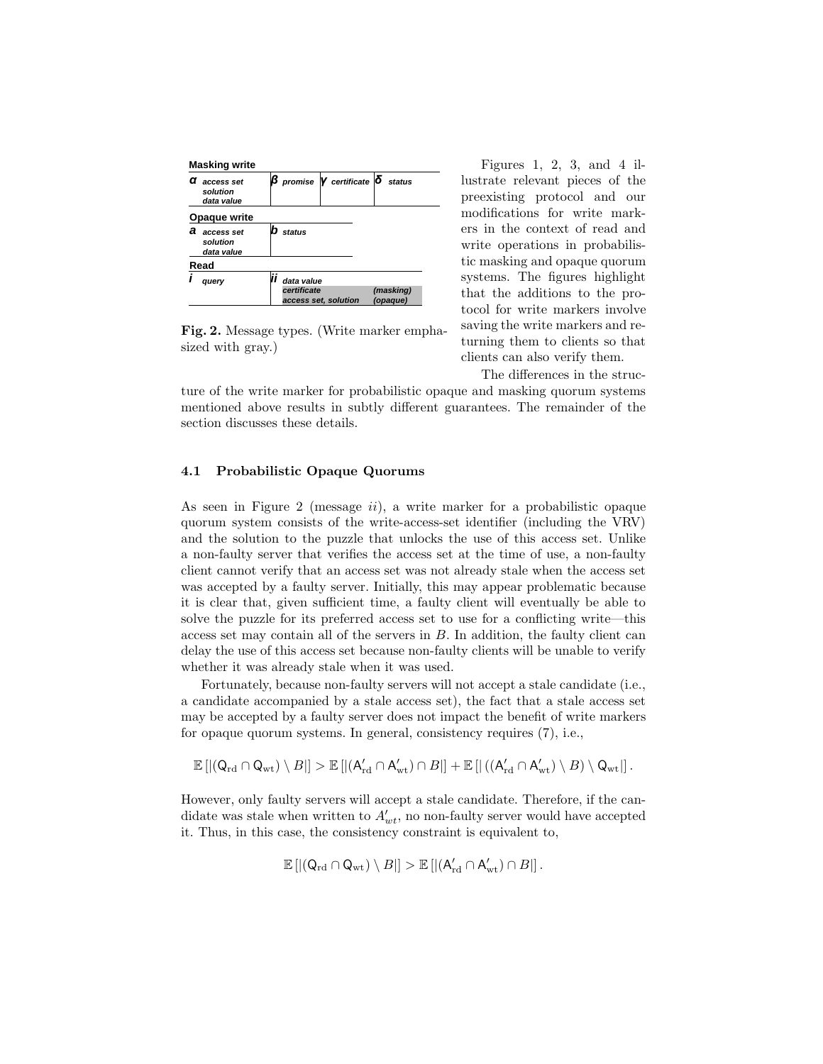**Masking write**

| $\alpha$ access set, solution, data value | $\beta$ promise | $\gamma$ certificate | $\delta$ status |
|---|---|---|---|

**Opaque write**

| $a$ access set, solution, data value | $b$ status |
|---|---|

**Read**

| $i$ query | $ii$ data value | |
|---|---|---|
| | certificate | (masking) |
| | access set, solution | (opaque) |

**Fig. 2.** Message types. (Write marker emphasized with gray.)

Figures 1, 2, 3, and 4 illustrate relevant pieces of the preexisting protocol and our modifications for write markers in the context of read and write operations in probabilistic masking and opaque quorum systems. The figures highlight that the additions to the protocol for write markers involve saving the write markers and returning them to clients so that clients can also verify them.

The differences in the structure of the write marker for probabilistic opaque and masking quorum systems mentioned above results in subtly different guarantees. The remainder of the section discusses these details.

### 4.1 Probabilistic Opaque Quorums

As seen in Figure 2 (message *ii*), a write marker for a probabilistic opaque quorum system consists of the write-access-set identifier (including the VRV) and the solution to the puzzle that unlocks the use of this access set. Unlike a non-faulty server that verifies the access set at the time of use, a non-faulty client cannot verify that an access set was not already stale when the access set was accepted by a faulty server. Initially, this may appear problematic because it is clear that, given sufficient time, a faulty client will eventually be able to solve the puzzle for its preferred access set to use for a conflicting write—this access set may contain all of the servers in $B$. In addition, the faulty client can delay the use of this access set because non-faulty clients will be unable to verify whether it was already stale when it was used.

Fortunately, because non-faulty servers will not accept a stale candidate (i.e., a candidate accompanied by a stale access set), the fact that a stale access set may be accepted by a faulty server does not impact the benefit of write markers for opaque quorum systems. In general, consistency requires (7), i.e.,

$$\mathbb{E}\left[|(\mathsf{Q}_{\mathrm{rd}} \cap \mathsf{Q}_{\mathrm{wt}}) \setminus B|\right] > \mathbb{E}\left[|(\mathsf{A}'_{\mathrm{rd}} \cap \mathsf{A}'_{\mathrm{wt}}) \cap B|\right] + \mathbb{E}\left[|\left((\mathsf{A}'_{\mathrm{rd}} \cap \mathsf{A}'_{\mathrm{wt}}) \setminus B\right) \setminus \mathsf{Q}_{\mathrm{wt}}|\right].$$

However, only faulty servers will accept a stale candidate. Therefore, if the candidate was stale when written to $A'_{wt}$, no non-faulty server would have accepted it. Thus, in this case, the consistency constraint is equivalent to,

$$\mathbb{E}\left[|(\mathsf{Q}_{\mathrm{rd}} \cap \mathsf{Q}_{\mathrm{wt}}) \setminus B|\right] > \mathbb{E}\left[|(\mathsf{A}'_{\mathrm{rd}} \cap \mathsf{A}'_{\mathrm{wt}}) \cap B|\right].$$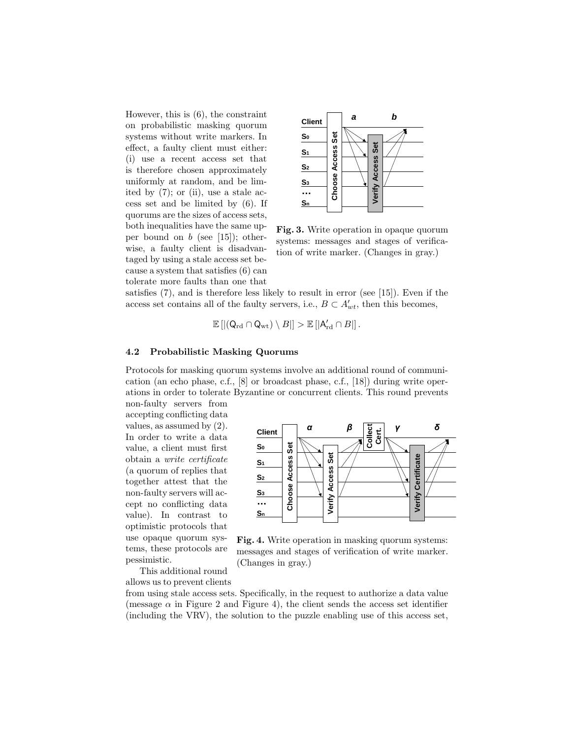However, this is (6), the constraint on probabilistic masking quorum systems without write markers. In effect, a faulty client must either: (i) use a recent access set that is therefore chosen approximately uniformly at random, and be limited by (7); or (ii), use a stale access set and be limited by (6). If quorums are the sizes of access sets, both inequalities have the same upper bound on $b$ (see [15]); otherwise, a faulty client is disadvantaged by using a stale access set because a system that satisfies (6) can tolerate more faults than one that satisfies (7), and is therefore less likely to result in error (see [15]). Even if the access set contains all of the faulty servers, i.e., $B \subset A'_{wt}$, then this becomes,

$$\mathbb{E}\left[|(\mathsf{Q}_{\mathrm{rd}} \cap \mathsf{Q}_{\mathrm{wt}}) \setminus B|\right] > \mathbb{E}\left[|\mathsf{A}'_{\mathrm{rd}} \cap B|\right].$$

**Fig. 3.** Write operation in opaque quorum systems: messages and stages of verification of write marker. (Changes in gray.)

### 4.2 Probabilistic Masking Quorums

Protocols for masking quorum systems involve an additional round of communication (an echo phase, c.f., [8] or broadcast phase, c.f., [18]) during write operations in order to tolerate Byzantine or concurrent clients. This round prevents non-faulty servers from accepting conflicting data values, as assumed by (2). In order to write a data value, a client must first obtain a *write certificate* (a quorum of replies that together attest that the non-faulty servers will accept no conflicting data value). In contrast to optimistic protocols that use opaque quorum systems, these protocols are pessimistic.

**Fig. 4.** Write operation in masking quorum systems: messages and stages of verification of write marker. (Changes in gray.)

This additional round allows us to prevent clients from using stale access sets. Specifically, in the request to authorize a data value (message $\alpha$ in Figure 2 and Figure 4), the client sends the access set identifier (including the VRV), the solution to the puzzle enabling use of this access set,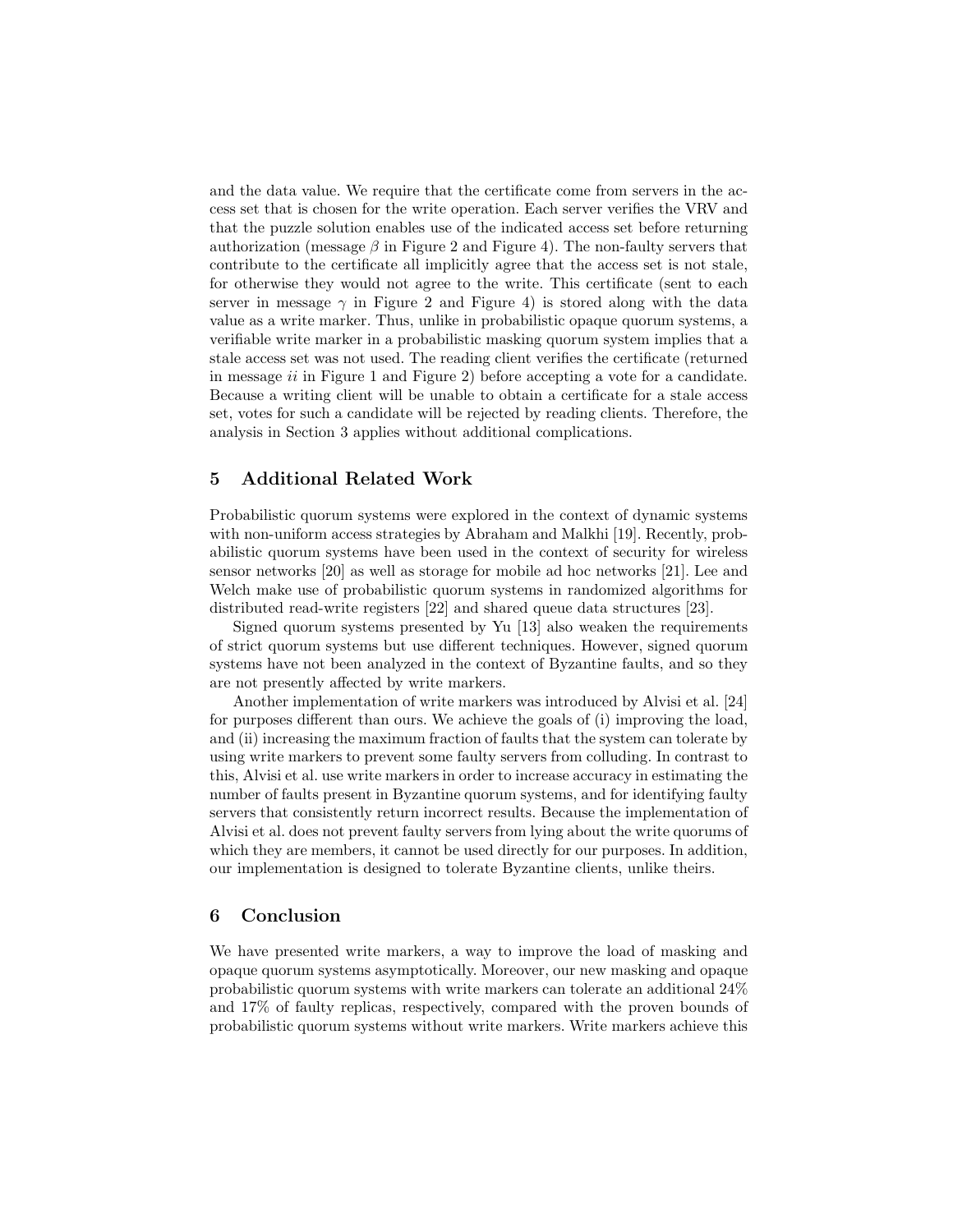and the data value. We require that the certificate come from servers in the access set that is chosen for the write operation. Each server verifies the VRV and that the puzzle solution enables use of the indicated access set before returning authorization (message $\beta$ in Figure 2 and Figure 4). The non-faulty servers that contribute to the certificate all implicitly agree that the access set is not stale, for otherwise they would not agree to the write. This certificate (sent to each server in message $\gamma$ in Figure 2 and Figure 4) is stored along with the data value as a write marker. Thus, unlike in probabilistic opaque quorum systems, a verifiable write marker in a probabilistic masking quorum system implies that a stale access set was not used. The reading client verifies the certificate (returned in message *ii* in Figure 1 and Figure 2) before accepting a vote for a candidate. Because a writing client will be unable to obtain a certificate for a stale access set, votes for such a candidate will be rejected by reading clients. Therefore, the analysis in Section 3 applies without additional complications.

## 5 Additional Related Work

Probabilistic quorum systems were explored in the context of dynamic systems with non-uniform access strategies by Abraham and Malkhi [19]. Recently, probabilistic quorum systems have been used in the context of security for wireless sensor networks [20] as well as storage for mobile ad hoc networks [21]. Lee and Welch make use of probabilistic quorum systems in randomized algorithms for distributed read-write registers [22] and shared queue data structures [23].

Signed quorum systems presented by Yu [13] also weaken the requirements of strict quorum systems but use different techniques. However, signed quorum systems have not been analyzed in the context of Byzantine faults, and so they are not presently affected by write markers.

Another implementation of write markers was introduced by Alvisi et al. [24] for purposes different than ours. We achieve the goals of (i) improving the load, and (ii) increasing the maximum fraction of faults that the system can tolerate by using write markers to prevent some faulty servers from colluding. In contrast to this, Alvisi et al. use write markers in order to increase accuracy in estimating the number of faults present in Byzantine quorum systems, and for identifying faulty servers that consistently return incorrect results. Because the implementation of Alvisi et al. does not prevent faulty servers from lying about the write quorums of which they are members, it cannot be used directly for our purposes. In addition, our implementation is designed to tolerate Byzantine clients, unlike theirs.

## 6 Conclusion

We have presented write markers, a way to improve the load of masking and opaque quorum systems asymptotically. Moreover, our new masking and opaque probabilistic quorum systems with write markers can tolerate an additional 24% and 17% of faulty replicas, respectively, compared with the proven bounds of probabilistic quorum systems without write markers. Write markers achieve this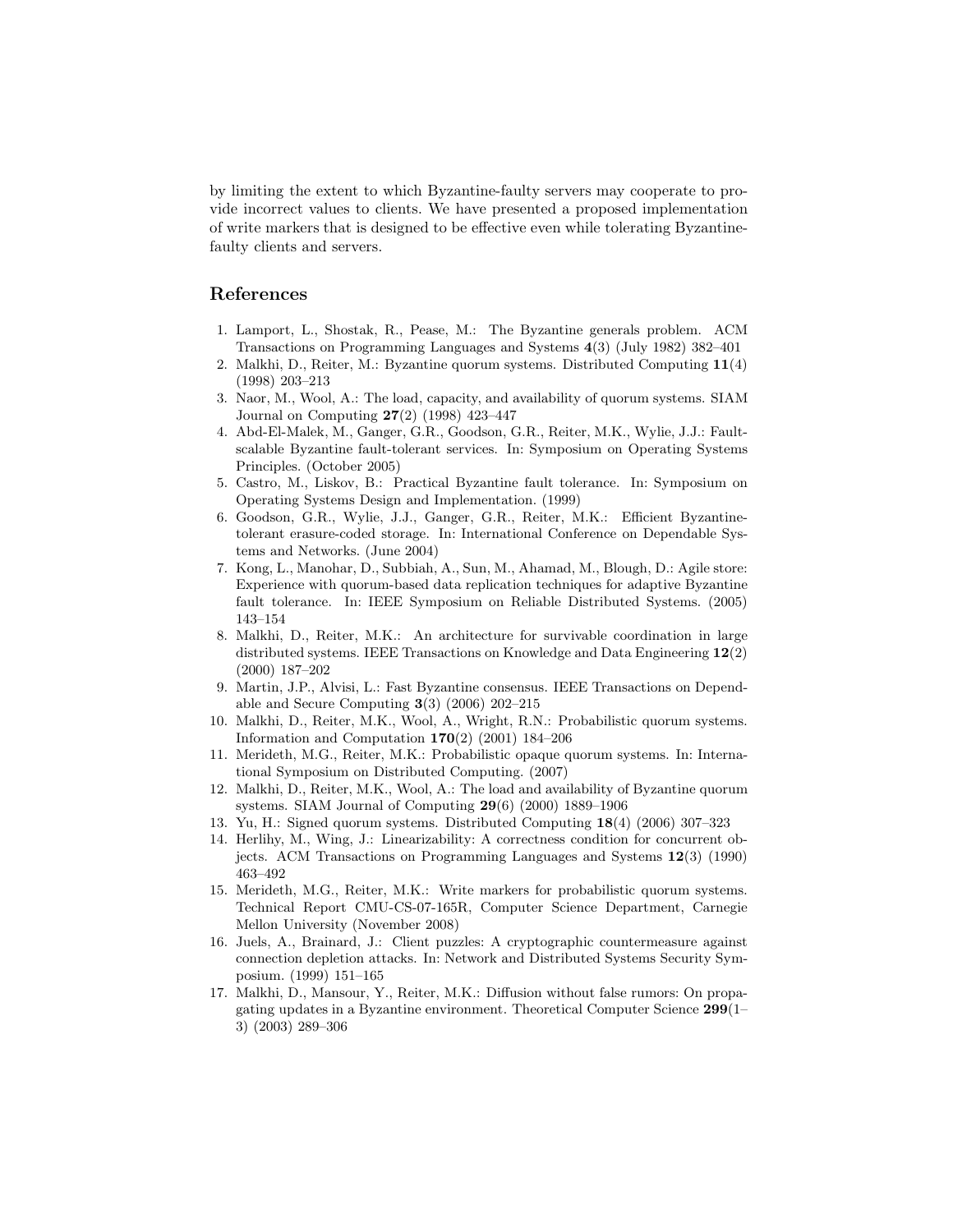by limiting the extent to which Byzantine-faulty servers may cooperate to provide incorrect values to clients. We have presented a proposed implementation of write markers that is designed to be effective even while tolerating Byzantine-faulty clients and servers.

## References

1. Lamport, L., Shostak, R., Pease, M.: The Byzantine generals problem. ACM Transactions on Programming Languages and Systems **4**(3) (July 1982) 382–401
2. Malkhi, D., Reiter, M.: Byzantine quorum systems. Distributed Computing **11**(4) (1998) 203–213
3. Naor, M., Wool, A.: The load, capacity, and availability of quorum systems. SIAM Journal on Computing **27**(2) (1998) 423–447
4. Abd-El-Malek, M., Ganger, G.R., Goodson, G.R., Reiter, M.K., Wylie, J.J.: Fault-scalable Byzantine fault-tolerant services. In: Symposium on Operating Systems Principles. (October 2005)
5. Castro, M., Liskov, B.: Practical Byzantine fault tolerance. In: Symposium on Operating Systems Design and Implementation. (1999)
6. Goodson, G.R., Wylie, J.J., Ganger, G.R., Reiter, M.K.: Efficient Byzantine-tolerant erasure-coded storage. In: International Conference on Dependable Systems and Networks. (June 2004)
7. Kong, L., Manohar, D., Subbiah, A., Sun, M., Ahamad, M., Blough, D.: Agile store: Experience with quorum-based data replication techniques for adaptive Byzantine fault tolerance. In: IEEE Symposium on Reliable Distributed Systems. (2005) 143–154
8. Malkhi, D., Reiter, M.K.: An architecture for survivable coordination in large distributed systems. IEEE Transactions on Knowledge and Data Engineering **12**(2) (2000) 187–202
9. Martin, J.P., Alvisi, L.: Fast Byzantine consensus. IEEE Transactions on Dependable and Secure Computing **3**(3) (2006) 202–215
10. Malkhi, D., Reiter, M.K., Wool, A., Wright, R.N.: Probabilistic quorum systems. Information and Computation **170**(2) (2001) 184–206
11. Merideth, M.G., Reiter, M.K.: Probabilistic opaque quorum systems. In: International Symposium on Distributed Computing. (2007)
12. Malkhi, D., Reiter, M.K., Wool, A.: The load and availability of Byzantine quorum systems. SIAM Journal of Computing **29**(6) (2000) 1889–1906
13. Yu, H.: Signed quorum systems. Distributed Computing **18**(4) (2006) 307–323
14. Herlihy, M., Wing, J.: Linearizability: A correctness condition for concurrent objects. ACM Transactions on Programming Languages and Systems **12**(3) (1990) 463–492
15. Merideth, M.G., Reiter, M.K.: Write markers for probabilistic quorum systems. Technical Report CMU-CS-07-165R, Computer Science Department, Carnegie Mellon University (November 2008)
16. Juels, A., Brainard, J.: Client puzzles: A cryptographic countermeasure against connection depletion attacks. In: Network and Distributed Systems Security Symposium. (1999) 151–165
17. Malkhi, D., Mansour, Y., Reiter, M.K.: Diffusion without false rumors: On propagating updates in a Byzantine environment. Theoretical Computer Science **299**(1–3) (2003) 289–306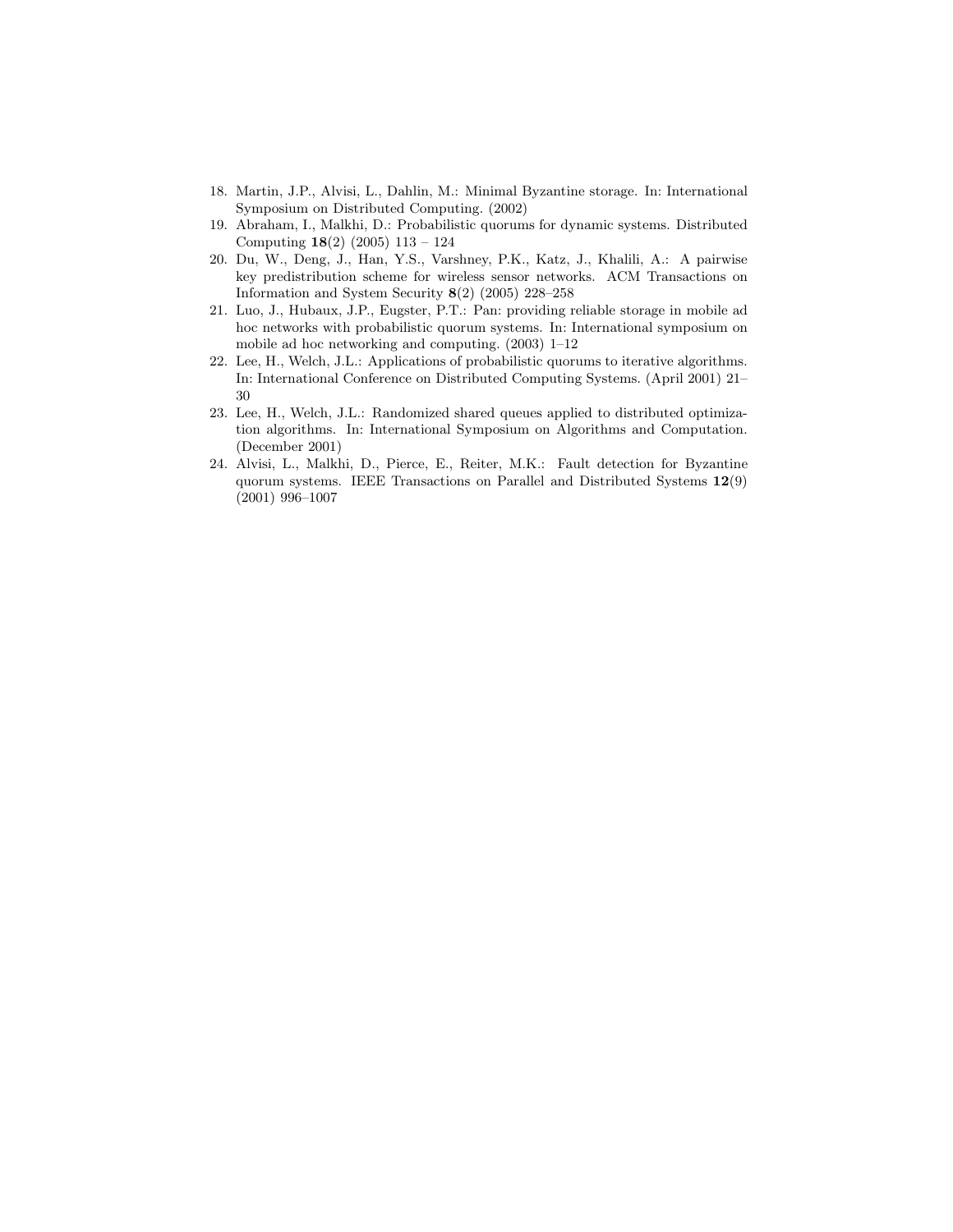18. Martin, J.P., Alvisi, L., Dahlin, M.: Minimal Byzantine storage. In: International Symposium on Distributed Computing. (2002)
19. Abraham, I., Malkhi, D.: Probabilistic quorums for dynamic systems. Distributed Computing **18**(2) (2005) 113 – 124
20. Du, W., Deng, J., Han, Y.S., Varshney, P.K., Katz, J., Khalili, A.: A pairwise key predistribution scheme for wireless sensor networks. ACM Transactions on Information and System Security **8**(2) (2005) 228–258
21. Luo, J., Hubaux, J.P., Eugster, P.T.: Pan: providing reliable storage in mobile ad hoc networks with probabilistic quorum systems. In: International symposium on mobile ad hoc networking and computing. (2003) 1–12
22. Lee, H., Welch, J.L.: Applications of probabilistic quorums to iterative algorithms. In: International Conference on Distributed Computing Systems. (April 2001) 21–30
23. Lee, H., Welch, J.L.: Randomized shared queues applied to distributed optimization algorithms. In: International Symposium on Algorithms and Computation. (December 2001)
24. Alvisi, L., Malkhi, D., Pierce, E., Reiter, M.K.: Fault detection for Byzantine quorum systems. IEEE Transactions on Parallel and Distributed Systems **12**(9) (2001) 996–1007